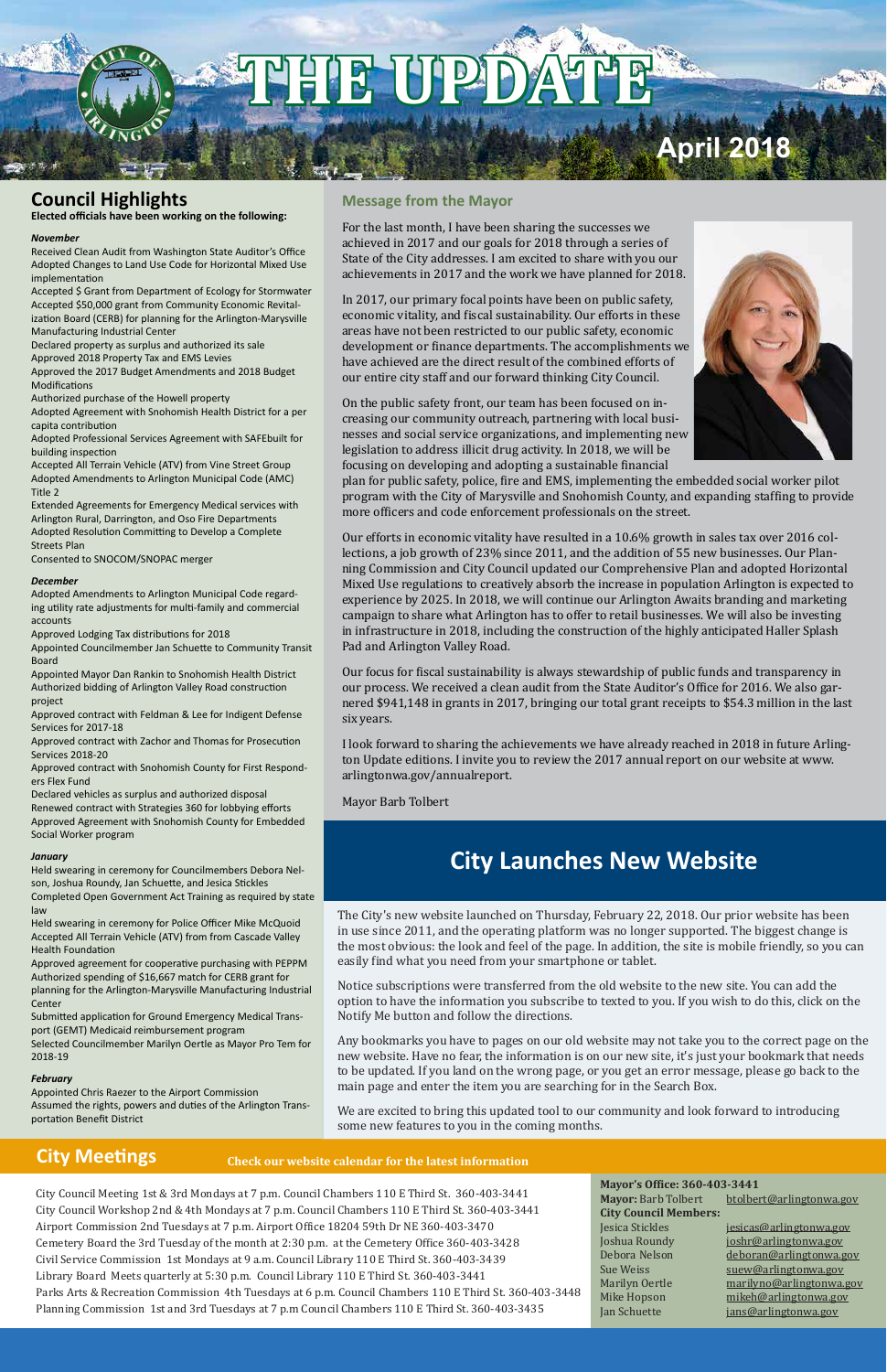# THE UPDATE

**April 2018**

## Council Highlights

**Elected officials have been working on the following:**

### *November*

Received Clean Audit from Washington State Auditor's Office
Adopted Changes to Land Use Code for Horizontal Mixed Use implementation
Accepted $ Grant from Department of Ecology for Stormwater
Accepted $50,000 grant from Community Economic Revitalization Board (CERB) for planning for the Arlington-Marysville Manufacturing Industrial Center
Declared property as surplus and authorized its sale
Approved 2018 Property Tax and EMS Levies
Approved the 2017 Budget Amendments and 2018 Budget Modifications
Authorized purchase of the Howell property
Adopted Agreement with Snohomish Health District for a per capita contribution
Adopted Professional Services Agreement with SAFEbuilt for building inspection
Accepted All Terrain Vehicle (ATV) from Vine Street Group
Adopted Amendments to Arlington Municipal Code (AMC) Title 2
Extended Agreements for Emergency Medical services with Arlington Rural, Darrington, and Oso Fire Departments
Adopted Resolution Committing to Develop a Complete Streets Plan
Consented to SNOCOM/SNOPAC merger

### *December*

Adopted Amendments to Arlington Municipal Code regarding utility rate adjustments for multi-family and commercial accounts
Approved Lodging Tax distributions for 2018
Appointed Councilmember Jan Schuette to Community Transit Board
Appointed Mayor Dan Rankin to Snohomish Health District
Authorized bidding of Arlington Valley Road construction project
Approved contract with Feldman & Lee for Indigent Defense Services for 2017-18
Approved contract with Zachor and Thomas for Prosecution Services 2018-20
Approved contract with Snohomish County for First Responders Flex Fund
Declared vehicles as surplus and authorized disposal
Renewed contract with Strategies 360 for lobbying efforts
Approved Agreement with Snohomish County for Embedded Social Worker program

### *January*

Held swearing in ceremony for Councilmembers Debora Nelson, Joshua Roundy, Jan Schuette, and Jesica Stickles
Completed Open Government Act Training as required by state law
Held swearing in ceremony for Police Officer Mike McQuoid
Accepted All Terrain Vehicle (ATV) from from Cascade Valley Health Foundation
Approved agreement for cooperative purchasing with PEPPM
Authorized spending of $16,667 match for CERB grant for planning for the Arlington-Marysville Manufacturing Industrial Center
Submitted application for Ground Emergency Medical Transport (GEMT) Medicaid reimbursement program
Selected Councilmember Marilyn Oertle as Mayor Pro Tem for 2018-19

### *February*

Appointed Chris Raezer to the Airport Commission
Assumed the rights, powers and duties of the Arlington Transportation Benefit District

## Message from the Mayor

For the last month, I have been sharing the successes we achieved in 2017 and our goals for 2018 through a series of State of the City addresses. I am excited to share with you our achievements in 2017 and the work we have planned for 2018.

In 2017, our primary focal points have been on public safety, economic vitality, and fiscal sustainability. Our efforts in these areas have not been restricted to our public safety, economic development or finance departments. The accomplishments we have achieved are the direct result of the combined efforts of our entire city staff and our forward thinking City Council.

On the public safety front, our team has been focused on increasing our community outreach, partnering with local businesses and social service organizations, and implementing new legislation to address illicit drug activity. In 2018, we will be focusing on developing and adopting a sustainable financial plan for public safety, police, fire and EMS, implementing the embedded social worker pilot program with the City of Marysville and Snohomish County, and expanding staffing to provide more officers and code enforcement professionals on the street.

Our efforts in economic vitality have resulted in a 10.6% growth in sales tax over 2016 collections, a job growth of 23% since 2011, and the addition of 55 new businesses. Our Planning Commission and City Council updated our Comprehensive Plan and adopted Horizontal Mixed Use regulations to creatively absorb the increase in population Arlington is expected to experience by 2025. In 2018, we will continue our Arlington Awaits branding and marketing campaign to share what Arlington has to offer to retail businesses. We will also be investing in infrastructure in 2018, including the construction of the highly anticipated Haller Splash Pad and Arlington Valley Road.

Our focus for fiscal sustainability is always stewardship of public funds and transparency in our process. We received a clean audit from the State Auditor's Office for 2016. We also garnered $941,148 in grants in 2017, bringing our total grant receipts to $54.3 million in the last six years.

I look forward to sharing the achievements we have already reached in 2018 in future Arlington Update editions. I invite you to review the 2017 annual report on our website at www.arlingtonwa.gov/annualreport.

Mayor Barb Tolbert

## City Launches New Website

The City's new website launched on Thursday, February 22, 2018. Our prior website has been in use since 2011, and the operating platform was no longer supported. The biggest change is the most obvious: the look and feel of the page. In addition, the site is mobile friendly, so you can easily find what you need from your smartphone or tablet.

Notice subscriptions were transferred from the old website to the new site. You can add the option to have the information you subscribe to texted to you. If you wish to do this, click on the Notify Me button and follow the directions.

Any bookmarks you have to pages on our old website may not take you to the correct page on the new website. Have no fear, the information is on our new site, it's just your bookmark that needs to be updated. If you land on the wrong page, or you get an error message, please go back to the main page and enter the item you are searching for in the Search Box.

We are excited to bring this updated tool to our community and look forward to introducing some new features to you in the coming months.

## City Meetings

**Check our website calendar for the latest information**

City Council Meeting 1st & 3rd Mondays at 7 p.m. Council Chambers 110 E Third St. 360-403-3441
City Council Workshop 2nd & 4th Mondays at 7 p.m. Council Chambers 110 E Third St. 360-403-3441
Airport Commission 2nd Tuesdays at 7 p.m. Airport Office 18204 59th Dr NE 360-403-3470
Cemetery Board the 3rd Tuesday of the month at 2:30 p.m. at the Cemetery Office 360-403-3428
Civil Service Commission 1st Mondays at 9 a.m. Council Library 110 E Third St. 360-403-3439
Library Board Meets quarterly at 5:30 p.m. Council Library 110 E Third St. 360-403-3441
Parks Arts & Recreation Commission 4th Tuesdays at 6 p.m. Council Chambers 110 E Third St. 360-403-3448
Planning Commission 1st and 3rd Tuesdays at 7 p.m Council Chambers 110 E Third St. 360-403-3435

**Mayor's Office: 360-403-3441**

**Mayor:** Barb Tolbert btolbert@arlingtonwa.gov

**City Council Members:**

| | |
|---|---|
| Jesica Stickles | jesicas@arlingtonwa.gov |
| Joshua Roundy | joshr@arlingtonwa.gov |
| Debora Nelson | deboran@arlingtonwa.gov |
| Sue Weiss | suew@arlingtonwa.gov |
| Marilyn Oertle | marilyno@arlingtonwa.gov |
| Mike Hopson | mikeh@arlingtonwa.gov |
| Jan Schuette | jans@arlingtonwa.gov |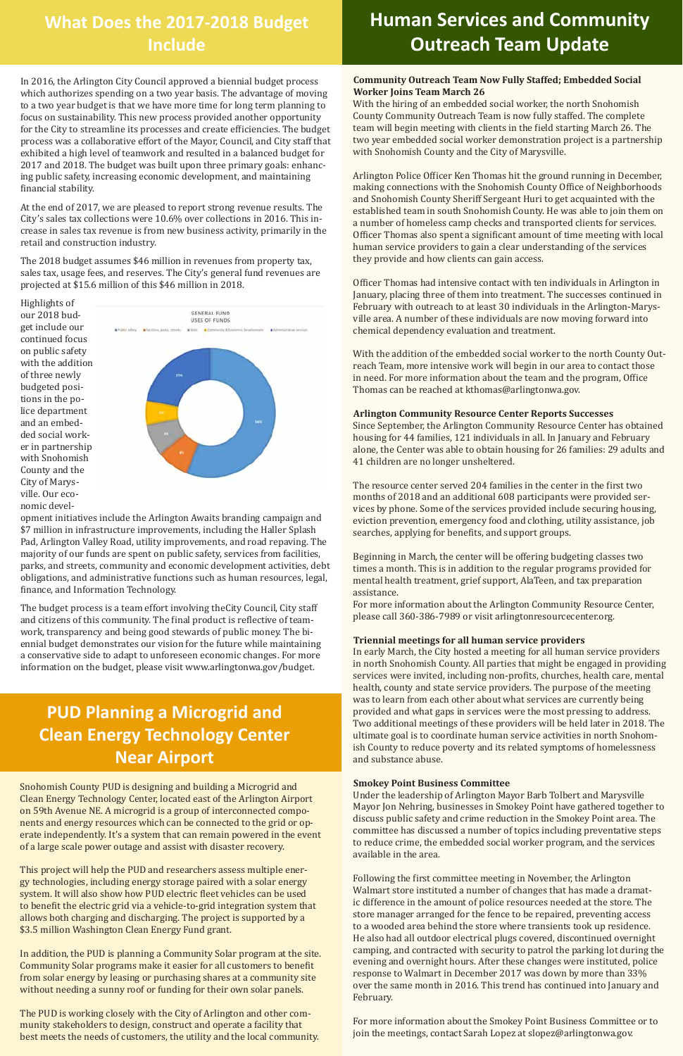## What Does the 2017-2018 Budget Include

In 2016, the Arlington City Council approved a biennial budget process which authorizes spending on a two year basis. The advantage of moving to a two year budget is that we have more time for long term planning to focus on sustainability. This new process provided another opportunity for the City to streamline its processes and create efficiencies. The budget process was a collaborative effort of the Mayor, Council, and City staff that exhibited a high level of teamwork and resulted in a balanced budget for 2017 and 2018. The budget was built upon three primary goals: enhancing public safety, increasing economic development, and maintaining financial stability.

At the end of 2017, we are pleased to report strong revenue results. The City's sales tax collections were 10.6% over collections in 2016. This increase in sales tax revenue is from new business activity, primarily in the retail and construction industry.

The 2018 budget assumes $46 million in revenues from property tax, sales tax, usage fees, and reserves. The City's general fund revenues are projected at $15.6 million of this $46 million in 2018.

Highlights of our 2018 budget include our continued focus on public safety with the addition of three newly budgeted positions in the police department and an embedded social worker in partnership with Snohomish County and the City of Marysville. Our economic development initiatives include the Arlington Awaits branding campaign and $7 million in infrastructure improvements, including the Haller Splash Pad, Arlington Valley Road, utility improvements, and road repaving. The majority of our funds are spent on public safety, services from facilities, parks, and streets, community and economic development activities, debt obligations, and administrative functions such as human resources, legal, finance, and Information Technology.

GENERAL FUND USES OF FUNDS

■ Public safety ■ Facilities, parks, streets ■ Debt ■ Community & Economic Development ■ Administrative services

The budget process is a team effort involving theCity Council, City staff and citizens of this community. The final product is reflective of teamwork, transparency and being good stewards of public money. The biennial budget demonstrates our vision for the future while maintaining a conservative side to adapt to unforeseen economic changes. For more information on the budget, please visit www.arlingtonwa.gov/budget.

## PUD Planning a Microgrid and Clean Energy Technology Center Near Airport

Snohomish County PUD is designing and building a Microgrid and Clean Energy Technology Center, located east of the Arlington Airport on 59th Avenue NE. A microgrid is a group of interconnected components and energy resources which can be connected to the grid or operate independently. It's a system that can remain powered in the event of a large scale power outage and assist with disaster recovery.

This project will help the PUD and researchers assess multiple energy technologies, including energy storage paired with a solar energy system. It will also show how PUD electric fleet vehicles can be used to benefit the electric grid via a vehicle-to-grid integration system that allows both charging and discharging. The project is supported by a $3.5 million Washington Clean Energy Fund grant.

In addition, the PUD is planning a Community Solar program at the site. Community Solar programs make it easier for all customers to benefit from solar energy by leasing or purchasing shares at a community site without needing a sunny roof or funding for their own solar panels.

The PUD is working closely with the City of Arlington and other community stakeholders to design, construct and operate a facility that best meets the needs of customers, the utility and the local community.

## Human Services and Community Outreach Team Update

**Community Outreach Team Now Fully Staffed; Embedded Social Worker Joins Team March 26**

With the hiring of an embedded social worker, the north Snohomish County Community Outreach Team is now fully staffed. The complete team will begin meeting with clients in the field starting March 26. The two year embedded social worker demonstration project is a partnership with Snohomish County and the City of Marysville.

Arlington Police Officer Ken Thomas hit the ground running in December, making connections with the Snohomish County Office of Neighborhoods and Snohomish County Sheriff Sergeant Huri to get acquainted with the established team in south Snohomish County. He was able to join them on a number of homeless camp checks and transported clients for services. Officer Thomas also spent a significant amount of time meeting with local human service providers to gain a clear understanding of the services they provide and how clients can gain access.

Officer Thomas had intensive contact with ten individuals in Arlington in January, placing three of them into treatment. The successes continued in February with outreach to at least 30 individuals in the Arlington-Marysville area. A number of these individuals are now moving forward into chemical dependency evaluation and treatment.

With the addition of the embedded social worker to the north County Outreach Team, more intensive work will begin in our area to contact those in need. For more information about the team and the program, Office Thomas can be reached at kthomas@arlingtonwa.gov.

**Arlington Community Resource Center Reports Successes**

Since September, the Arlington Community Resource Center has obtained housing for 44 families, 121 individuals in all. In January and February alone, the Center was able to obtain housing for 26 families: 29 adults and 41 children are no longer unsheltered.

The resource center served 204 families in the center in the first two months of 2018 and an additional 608 participants were provided services by phone. Some of the services provided include securing housing, eviction prevention, emergency food and clothing, utility assistance, job searches, applying for benefits, and support groups.

Beginning in March, the center will be offering budgeting classes two times a month. This is in addition to the regular programs provided for mental health treatment, grief support, AlaTeen, and tax preparation assistance.

For more information about the Arlington Community Resource Center, please call 360-386-7989 or visit arlingtonresourcecenter.org.

**Triennial meetings for all human service providers**

In early March, the City hosted a meeting for all human service providers in north Snohomish County. All parties that might be engaged in providing services were invited, including non-profits, churches, health care, mental health, county and state service providers. The purpose of the meeting was to learn from each other about what services are currently being provided and what gaps in services were the most pressing to address. Two additional meetings of these providers will be held later in 2018. The ultimate goal is to coordinate human service activities in north Snohomish County to reduce poverty and its related symptoms of homelessness and substance abuse.

**Smokey Point Business Committee**

Under the leadership of Arlington Mayor Barb Tolbert and Marysville Mayor Jon Nehring, businesses in Smokey Point have gathered together to discuss public safety and crime reduction in the Smokey Point area. The committee has discussed a number of topics including preventative steps to reduce crime, the embedded social worker program, and the services available in the area.

Following the first committee meeting in November, the Arlington Walmart store instituted a number of changes that has made a dramatic difference in the amount of police resources needed at the store. The store manager arranged for the fence to be repaired, preventing access to a wooded area behind the store where transients took up residence. He also had all outdoor electrical plugs covered, discontinued overnight camping, and contracted with security to patrol the parking lot during the evening and overnight hours. After these changes were instituted, police response to Walmart in December 2017 was down by more than 33% over the same month in 2016. This trend has continued into January and February.

For more information about the Smokey Point Business Committee or to join the meetings, contact Sarah Lopez at slopez@arlingtonwa.gov.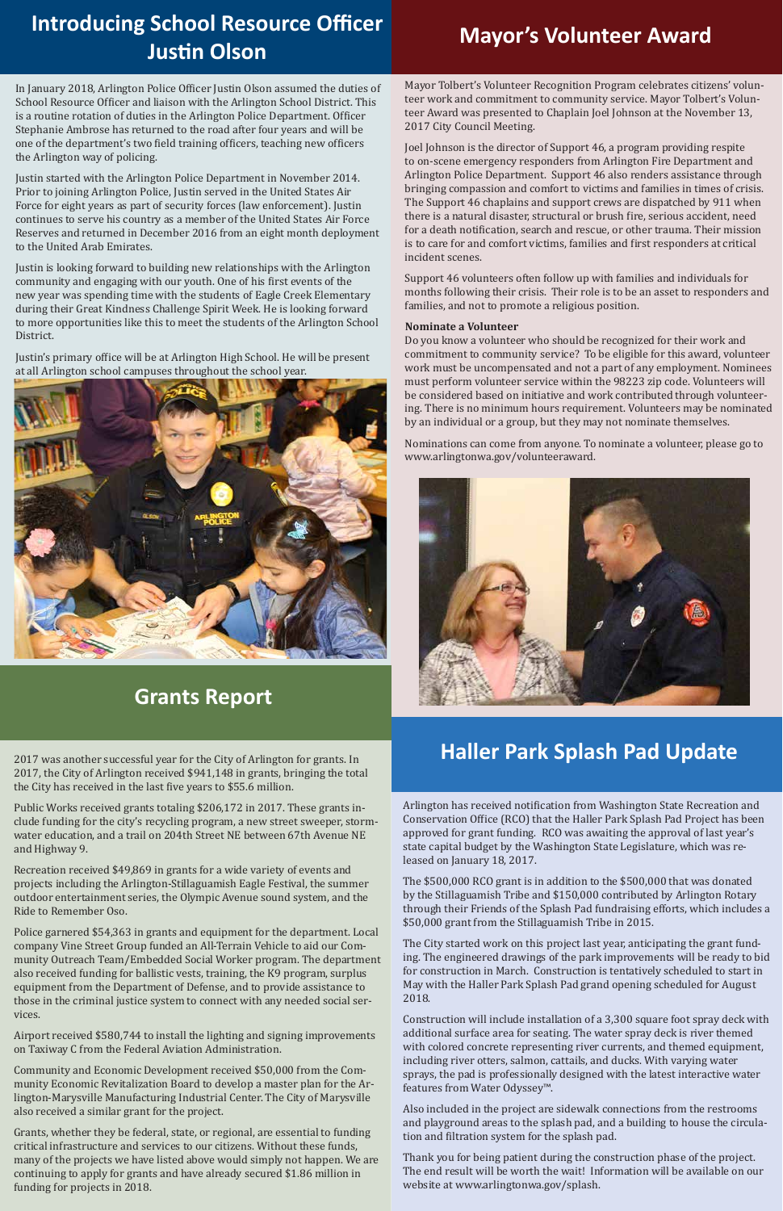## Introducing School Resource Officer Justin Olson

In January 2018, Arlington Police Officer Justin Olson assumed the duties of School Resource Officer and liaison with the Arlington School District. This is a routine rotation of duties in the Arlington Police Department. Officer Stephanie Ambrose has returned to the road after four years and will be one of the department's two field training officers, teaching new officers the Arlington way of policing.

Justin started with the Arlington Police Department in November 2014. Prior to joining Arlington Police, Justin served in the United States Air Force for eight years as part of security forces (law enforcement). Justin continues to serve his country as a member of the United States Air Force Reserves and returned in December 2016 from an eight month deployment to the United Arab Emirates.

Justin is looking forward to building new relationships with the Arlington community and engaging with our youth. One of his first events of the new year was spending time with the students of Eagle Creek Elementary during their Great Kindness Challenge Spirit Week. He is looking forward to more opportunities like this to meet the students of the Arlington School District.

Justin's primary office will be at Arlington High School. He will be present at all Arlington school campuses throughout the school year.

## Mayor's Volunteer Award

Mayor Tolbert's Volunteer Recognition Program celebrates citizens' volunteer work and commitment to community service. Mayor Tolbert's Volunteer Award was presented to Chaplain Joel Johnson at the November 13, 2017 City Council Meeting.

Joel Johnson is the director of Support 46, a program providing respite to on-scene emergency responders from Arlington Fire Department and Arlington Police Department. Support 46 also renders assistance through bringing compassion and comfort to victims and families in times of crisis. The Support 46 chaplains and support crews are dispatched by 911 when there is a natural disaster, structural or brush fire, serious accident, need for a death notification, search and rescue, or other trauma. Their mission is to care for and comfort victims, families and first responders at critical incident scenes.

Support 46 volunteers often follow up with families and individuals for months following their crisis. Their role is to be an asset to responders and families, and not to promote a religious position.

**Nominate a Volunteer**

Do you know a volunteer who should be recognized for their work and commitment to community service? To be eligible for this award, volunteer work must be uncompensated and not a part of any employment. Nominees must perform volunteer service within the 98223 zip code. Volunteers will be considered based on initiative and work contributed through volunteering. There is no minimum hours requirement. Volunteers may be nominated by an individual or a group, but they may not nominate themselves.

Nominations can come from anyone. To nominate a volunteer, please go to www.arlingtonwa.gov/volunteeraward.

## Grants Report

2017 was another successful year for the City of Arlington for grants. In 2017, the City of Arlington received $941,148 in grants, bringing the total the City has received in the last five years to $55.6 million.

Public Works received grants totaling $206,172 in 2017. These grants include funding for the city's recycling program, a new street sweeper, stormwater education, and a trail on 204th Street NE between 67th Avenue NE and Highway 9.

Recreation received $49,869 in grants for a wide variety of events and projects including the Arlington-Stillaguamish Eagle Festival, the summer outdoor entertainment series, the Olympic Avenue sound system, and the Ride to Remember Oso.

Police garnered $54,363 in grants and equipment for the department. Local company Vine Street Group funded an All-Terrain Vehicle to aid our Community Outreach Team/Embedded Social Worker program. The department also received funding for ballistic vests, training, the K9 program, surplus equipment from the Department of Defense, and to provide assistance to those in the criminal justice system to connect with any needed social services.

Airport received $580,744 to install the lighting and signing improvements on Taxiway C from the Federal Aviation Administration.

Community and Economic Development received $50,000 from the Community Economic Revitalization Board to develop a master plan for the Arlington-Marysville Manufacturing Industrial Center. The City of Marysville also received a similar grant for the project.

Grants, whether they be federal, state, or regional, are essential to funding critical infrastructure and services to our citizens. Without these funds, many of the projects we have listed above would simply not happen. We are continuing to apply for grants and have already secured $1.86 million in funding for projects in 2018.

## Haller Park Splash Pad Update

Arlington has received notification from Washington State Recreation and Conservation Office (RCO) that the Haller Park Splash Pad Project has been approved for grant funding. RCO was awaiting the approval of last year's state capital budget by the Washington State Legislature, which was released on January 18, 2017.

The $500,000 RCO grant is in addition to the $500,000 that was donated by the Stillaguamish Tribe and $150,000 contributed by Arlington Rotary through their Friends of the Splash Pad fundraising efforts, which includes a $50,000 grant from the Stillaguamish Tribe in 2015.

The City started work on this project last year, anticipating the grant funding. The engineered drawings of the park improvements will be ready to bid for construction in March. Construction is tentatively scheduled to start in May with the Haller Park Splash Pad grand opening scheduled for August 2018.

Construction will include installation of a 3,300 square foot spray deck with additional surface area for seating. The water spray deck is river themed with colored concrete representing river currents, and themed equipment, including river otters, salmon, cattails, and ducks. With varying water sprays, the pad is professionally designed with the latest interactive water features from Water Odyssey™.

Also included in the project are sidewalk connections from the restrooms and playground areas to the splash pad, and a building to house the circulation and filtration system for the splash pad.

Thank you for being patient during the construction phase of the project. The end result will be worth the wait! Information will be available on our website at www.arlingtonwa.gov/splash.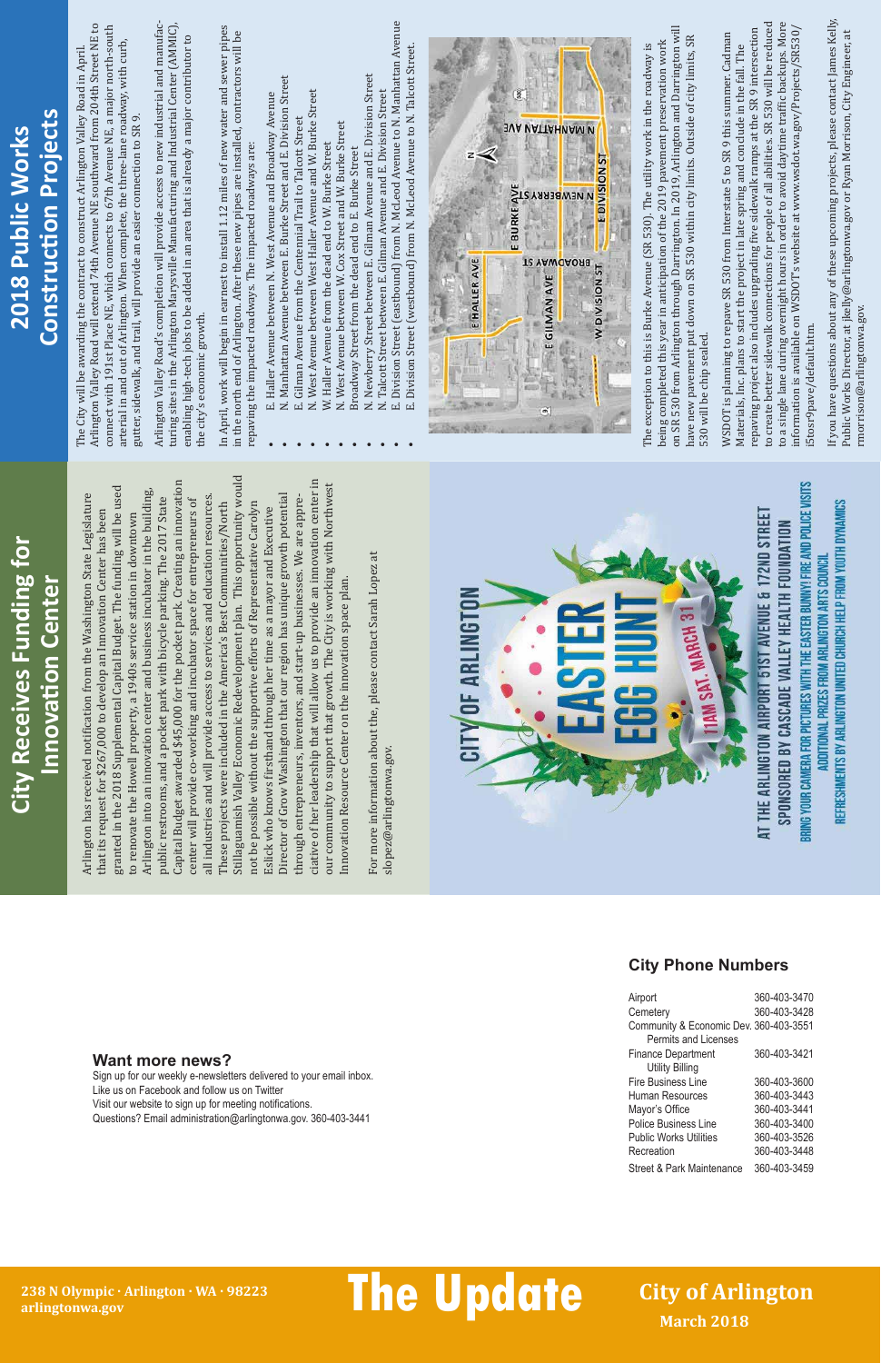## City Receives Funding for Innovation Center

Arlington has received notification from the Washington State Legislature that its request for $267,000 to develop an Innovation Center has been granted in the 2018 Supplemental Capital Budget. The funding will be used to renovate the Howell property, a 1940s service station in downtown Arlington into an innovation center and business incubator in the building, public restrooms, and a pocket park with bicycle parking. The 2017 State Capital Budget awarded $45,000 for the pocket park. Creating an innovation center will provide co-working and incubator space for entrepreneurs of all industries and will provide access to services and education resources. These projects were included in the America's Best Communities/North Stillaguamish Valley Economic Redevelopment plan. This opportunity would not be possible without the supportive efforts of Representative Carolyn Eslick who knows firsthand through her time as a mayor and Executive Director of Grow Washington that our region has unique growth potential through entrepreneurs, inventors, and start-up businesses. We are appreciative of her leadership that will allow us to provide an innovation center in our community to support that growth. The City is working with Northwest Innovation Resource Center on the innovation space plan.

For more information about the, please contact Sarah Lopez at slopez@arlingtonwa.gov.

**CITY OF ARLINGTON**

# EASTER EGG HUNT

**11AM SAT. MARCH 31**

AT THE ARLINGTON AIRPORT 51ST AVENUE & 172ND STREET

SPONSORED BY CASCADE VALLEY HEALTH FOUNDATION

BRING YOUR CAMERA FOR PICTURES WITH THE EASTER BUNNY! FIRE AND POLICE VISITS

ADDITIONAL PRIZES FROM ARLINGTON ARTS COUNCIL

REFRESHMENTS BY ARLINGTON UNITED CHURCH HELP FROM YOUTH DYNAMICS

## 2018 Public Works Construction Projects

The City will be awarding the contract to construct Arlington Valley Road in April. Arlington Valley Road will extend 74th Avenue NE southward from 204th Street NE to connect with 191st Place NE, which connects to 67th Avenue NE, a major north-south arterial in and out of Arlington. When complete, the three-lane roadway, with curb, gutter, sidewalk, and trail, will provide an easier connection to SR 9.

Arlington Valley Road's completion will provide access to new industrial and manufacturing sites in the Arlington Marysville Manufacturing and Industrial Center (AMMIC), enabling high-tech jobs to be added in an area that is already a major contributor to the city's economic growth.

In April, work will begin in earnest to install 1.12 miles of new water and sewer pipes in the north end of Arlington. After these new pipes are installed, contractors will be repaving the impacted roadways. The impacted roadways are:

- E. Haller Avenue between N. West Avenue and Broadway Avenue
- N. Manhattan Avenue between E. Burke Street and E. Division Street
- E. Gilman Avenue from the Centennial Trail to Talcott Street
- N. West Avenue between West Haller Avenue and W. Burke Street
- W. Haller Avenue from the dead end to W. Burke Street
- N. West Avenue between W. Cox Street and W. Burke Street
- Broadway Street from the dead end to E. Burke Street
- N. Newberry Street between E. Gilman Avenue and E. Division Street
- N. Talcott Street between E. Gilman Avenue and E. Division Street
- E. Division Street (eastbound) from N. McLeod Avenue to N. Manhattan Avenue
- E. Division Street (westbound) from N. McLeod Avenue to N. Talcott Street.

E HALLER AVE
E BURKE AVE
E GILMAN AVE
W DIVISION ST
E DIVISION ST
BROADWAY ST
N NEWBERRY ST
N MANHATTAN AVE

The exception to this is Burke Avenue (SR 530). The utility work in the roadway is being completed this year in anticipation of the 2019 pavement preservation work on SR 530 from Arlington through Darrington. In 2019, Arlington and Darrington will have new pavement put down on SR 530 within city limits. Outside of city limits, SR 530 will be chip sealed.

WSDOT is planning to repave SR 530 from Interstate 5 to SR 9 this summer. Cadman Materials, Inc. plans to start the project in late spring and conclude in the fall. The repaving project also includes upgrading five sidewalk ramps at the SR 9 intersection to create better sidewalk connections for people of all abilities. SR 530 will be reduced to a single lane during overnight hours in order to avoid daytime traffic backups. More information is available on WSDOT's website at www.wsdot.wa.gov/Projects/SR530/i5tosr9pave/default.htm.

If you have questions about any of these upcoming projects, please contact James Kelly, Public Works Director, at jkelly@arlingtonwa.gov or Ryan Morrison, City Engineer, at rmorrison@arlingtonwa.gov.

### Want more news?

Sign up for our weekly e-newsletters delivered to your email inbox.
Like us on Facebook and follow us on Twitter
Visit our website to sign up for meeting notifications.
Questions? Email administration@arlingtonwa.gov. 360-403-3441

### City Phone Numbers

| | |
|---|---|
| Airport | 360-403-3470 |
| Cemetery | 360-403-3428 |
| Community & Economic Dev. Permits and Licenses | 360-403-3551 |
| Finance Department Utility Billing | 360-403-3421 |
| Fire Business Line | 360-403-3600 |
| Human Resources | 360-403-3443 |
| Mayor's Office | 360-403-3441 |
| Police Business Line | 360-403-3400 |
| Public Works Utilities | 360-403-3526 |
| Recreation | 360-403-3448 |
| Street & Park Maintenance | 360-403-3459 |

238 N Olympic · Arlington · WA · 98223
arlingtonwa.gov

# The Update

**City of Arlington**
**March 2018**